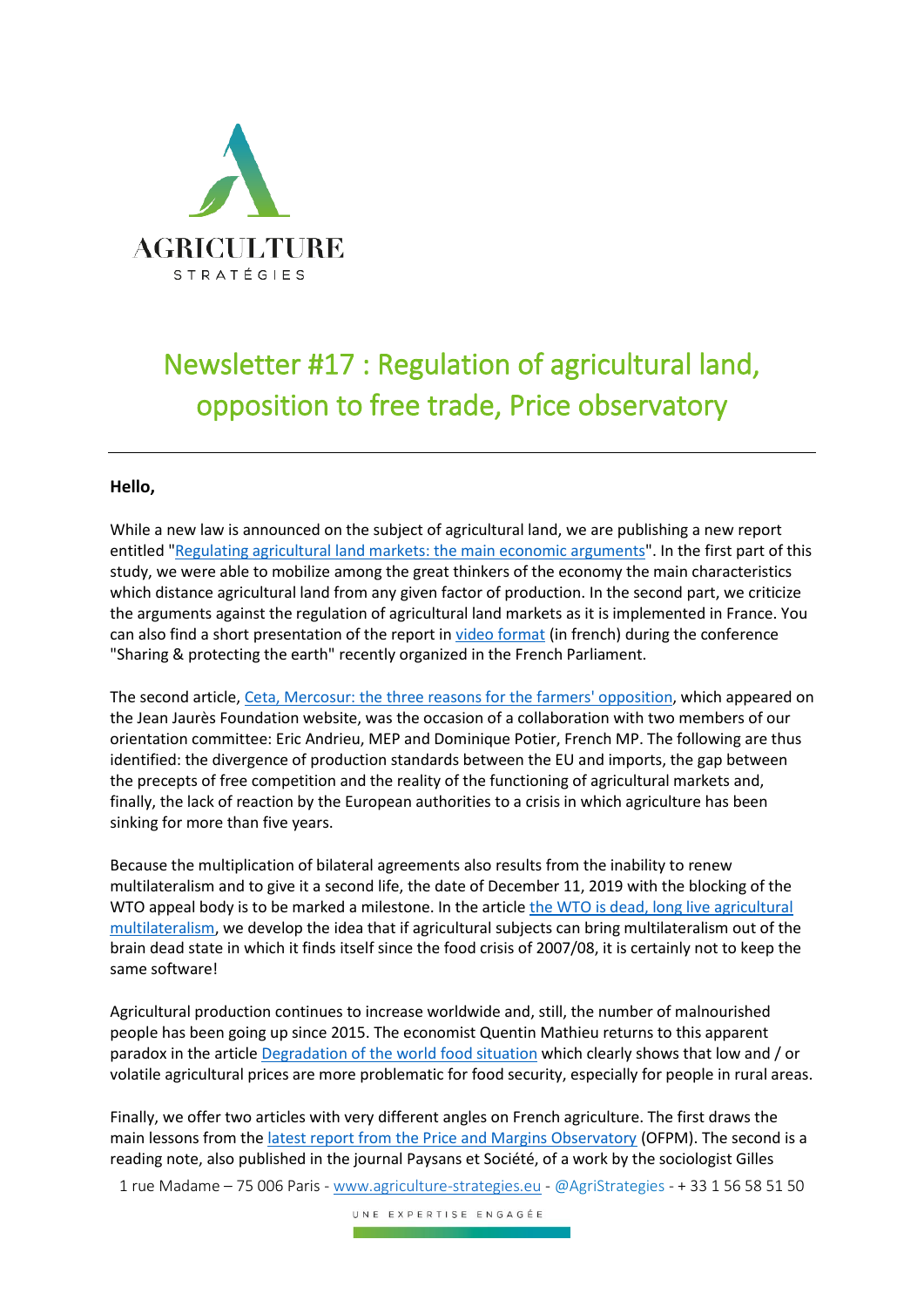# Newsletter #17 : Regulation of agricultural land, opposition to free trade, Price observatory

**Hello,**

While a new law is announced on the subject of agricultural land, we are publishing a new report entitled "Regulating agricultural land markets: the main economic arguments". In the first part of this study, we were able to mobilize among the great thinkers of the economy the main characteristics which distance agricultural land from any given factor of production. In the second part, we criticize the arguments against the regulation of agricultural land markets as it is implemented in France. You can also find a short presentation of the report in video format (in french) during the conference "Sharing & protecting the earth" recently organized in the French Parliament.

The second article, Ceta, Mercosur: the three reasons for the farmers' opposition, which appeared on the Jean Jaurès Foundation website, was the occasion of a collaboration with two members of our orientation committee: Eric Andrieu, MEP and Dominique Potier, French MP. The following are thus identified: the divergence of production standards between the EU and imports, the gap between the precepts of free competition and the reality of the functioning of agricultural markets and, finally, the lack of reaction by the European authorities to a crisis in which agriculture has been sinking for more than five years.

Because the multiplication of bilateral agreements also results from the inability to renew multilateralism and to give it a second life, the date of December 11, 2019 with the blocking of the WTO appeal body is to be marked a milestone. In the article the WTO is dead, long live agricultural multilateralism, we develop the idea that if agricultural subjects can bring multilateralism out of the brain dead state in which it finds itself since the food crisis of 2007/08, it is certainly not to keep the same software!

Agricultural production continues to increase worldwide and, still, the number of malnourished people has been going up since 2015. The economist Quentin Mathieu returns to this apparent paradox in the article Degradation of the world food situation which clearly shows that low and / or volatile agricultural prices are more problematic for food security, especially for people in rural areas.

Finally, we offer two articles with very different angles on French agriculture. The first draws the main lessons from the latest report from the Price and Margins Observatory (OFPM). The second is a reading note, also published in the journal Paysans et Société, of a work by the sociologist Gilles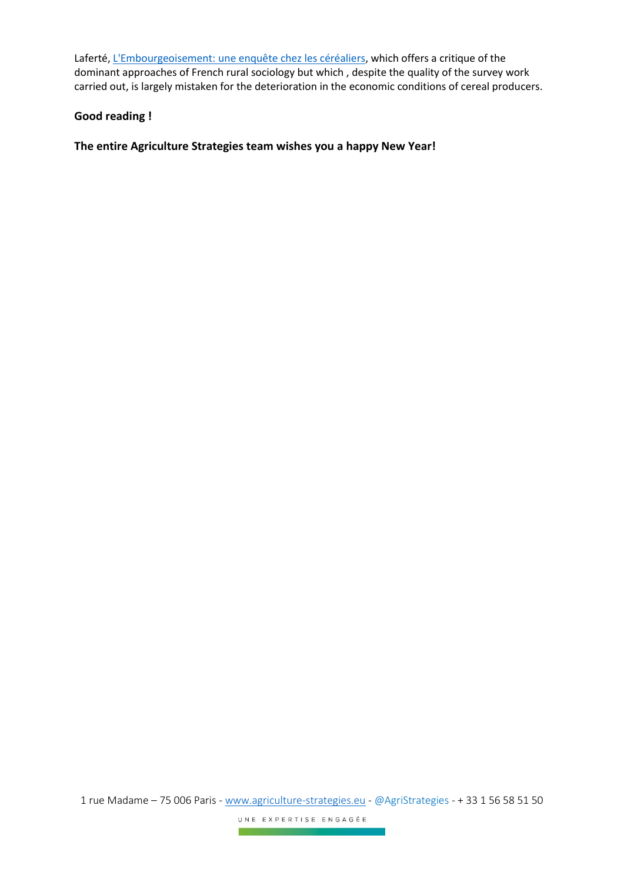Laferté, L'Embourgeoisement: une enquête chez les céréaliers, which offers a critique of the dominant approaches of French rural sociology but which , despite the quality of the survey work carried out, is largely mistaken for the deterioration in the economic conditions of cereal producers.

**Good reading !**

**The entire Agriculture Strategies team wishes you a happy New Year!**